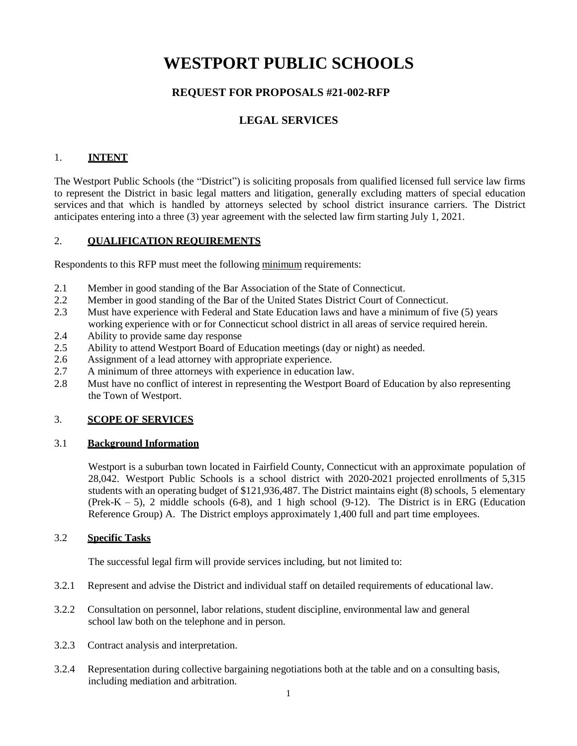# WESTPORT PUBLIC SCHOOLS

## REQUEST FOR PROPOSALS #21-002-RFP

## LEGAL SERVICES

### 1. INTENT

The Westport Public Schools (the "District") is soliciting proposals from qualified licensed full service law firms to represent the District in basic legal matters and litigation, generally excluding matters of special education services and that which is handled by attorneys selected by school district insurance carriers. The District anticipates entering into a three (3) year agreement with the selected law firm starting July 1, 2021.

### 2. QUALIFICATION REQUIREMENTS

Respondents to this RFP must meet the following minimum requirements:

- 2.1 Member in good standing of the Bar Association of the State of Connecticut.
- 2.2 Member in good standing of the Bar of the United States District Court of Connecticut.
- 2.3 Must have experience with Federal and State Education laws and have a minimum of five (5) years working experience with or for Connecticut school district in all areas of service required herein.
- 2.4 Ability to provide same day response
- 2.5 Ability to attend Westport Board of Education meetings (day or night) as needed.
- 2.6 Assignment of a lead attorney with appropriate experience.
- 2.7 A minimum of three attorneys with experience in education law.
- 2.8 Must have no conflict of interest in representing the Westport Board of Education by also representing the Town of Westport.

### 3. SCOPE OF SERVICES

#### 3.1 Background Information

Westport is a suburban town located in Fairfield County, Connecticut with an approximate population of 28,042. Westport Public Schools is a school district with 2020-2021 projected enrollments of 5,315 students with an operating budget of $121,936,487. The District maintains eight (8) schools, 5 elementary (Prek-K – 5), 2 middle schools (6-8), and 1 high school (9-12). The District is in ERG (Education Reference Group) A. The District employs approximately 1,400 full and part time employees.

#### 3.2 Specific Tasks

The successful legal firm will provide services including, but not limited to:

3.2.1 Represent and advise the District and individual staff on detailed requirements of educational law.

3.2.2 Consultation on personnel, labor relations, student discipline, environmental law and general school law both on the telephone and in person.

3.2.3 Contract analysis and interpretation.

3.2.4 Representation during collective bargaining negotiations both at the table and on a consulting basis, including mediation and arbitration.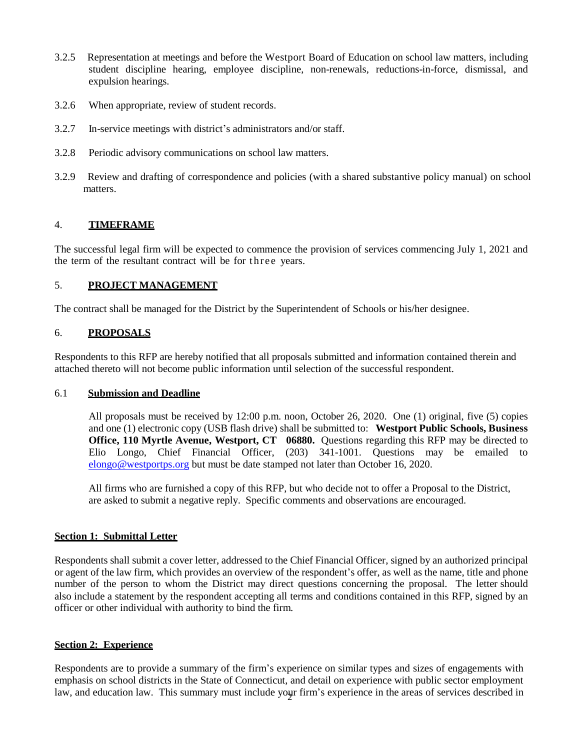3.2.5 Representation at meetings and before the Westport Board of Education on school law matters, including student discipline hearing, employee discipline, non-renewals, reductions-in-force, dismissal, and expulsion hearings.

3.2.6 When appropriate, review of student records.

3.2.7 In-service meetings with district's administrators and/or staff.

3.2.8 Periodic advisory communications on school law matters.

3.2.9 Review and drafting of correspondence and policies (with a shared substantive policy manual) on school matters.

## 4. TIMEFRAME

The successful legal firm will be expected to commence the provision of services commencing July 1, 2021 and the term of the resultant contract will be for three years.

## 5. PROJECT MANAGEMENT

The contract shall be managed for the District by the Superintendent of Schools or his/her designee.

## 6. PROPOSALS

Respondents to this RFP are hereby notified that all proposals submitted and information contained therein and attached thereto will not become public information until selection of the successful respondent.

### 6.1 Submission and Deadline

All proposals must be received by 12:00 p.m. noon, October 26, 2020. One (1) original, five (5) copies and one (1) electronic copy (USB flash drive) shall be submitted to: **Westport Public Schools, Business Office, 110 Myrtle Avenue, Westport, CT 06880.** Questions regarding this RFP may be directed to Elio Longo, Chief Financial Officer, (203) 341-1001. Questions may be emailed to [elongo@westportps.org](mailto:elongo@westportps.org) but must be date stamped not later than October 16, 2020.

All firms who are furnished a copy of this RFP, but who decide not to offer a Proposal to the District, are asked to submit a negative reply. Specific comments and observations are encouraged.

### Section 1: Submittal Letter

Respondents shall submit a cover letter, addressed to the Chief Financial Officer, signed by an authorized principal or agent of the law firm, which provides an overview of the respondent's offer, as well as the name, title and phone number of the person to whom the District may direct questions concerning the proposal. The letter should also include a statement by the respondent accepting all terms and conditions contained in this RFP, signed by an officer or other individual with authority to bind the firm.

### Section 2: Experience

Respondents are to provide a summary of the firm's experience on similar types and sizes of engagements with emphasis on school districts in the State of Connecticut, and detail on experience with public sector employment law, and education law. This summary must include your firm's experience in the areas of services described in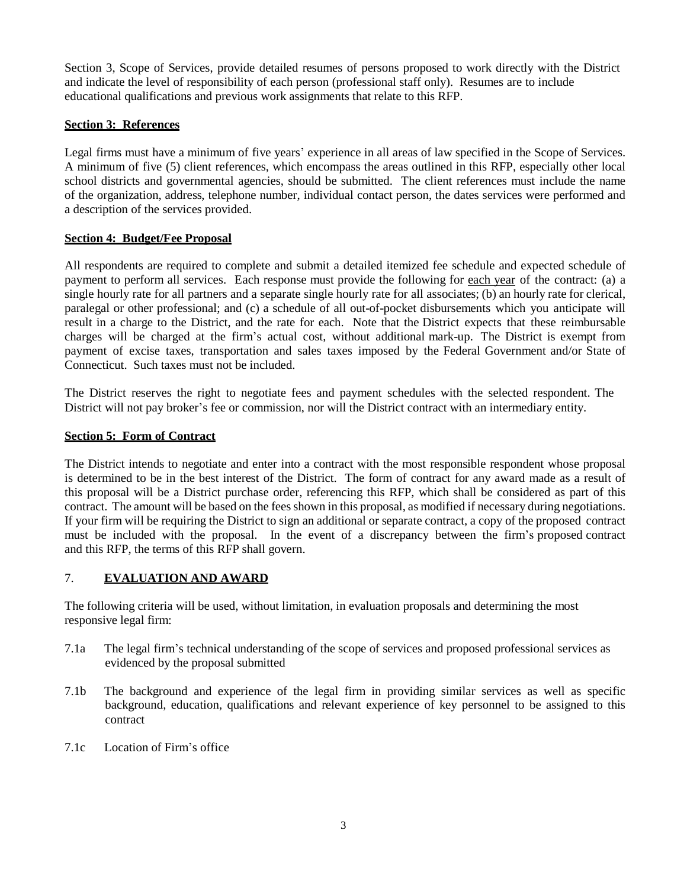Section 3, Scope of Services, provide detailed resumes of persons proposed to work directly with the District and indicate the level of responsibility of each person (professional staff only). Resumes are to include educational qualifications and previous work assignments that relate to this RFP.

### Section 3: References

Legal firms must have a minimum of five years' experience in all areas of law specified in the Scope of Services. A minimum of five (5) client references, which encompass the areas outlined in this RFP, especially other local school districts and governmental agencies, should be submitted. The client references must include the name of the organization, address, telephone number, individual contact person, the dates services were performed and a description of the services provided.

### Section 4: Budget/Fee Proposal

All respondents are required to complete and submit a detailed itemized fee schedule and expected schedule of payment to perform all services. Each response must provide the following for each year of the contract: (a) a single hourly rate for all partners and a separate single hourly rate for all associates; (b) an hourly rate for clerical, paralegal or other professional; and (c) a schedule of all out-of-pocket disbursements which you anticipate will result in a charge to the District, and the rate for each. Note that the District expects that these reimbursable charges will be charged at the firm's actual cost, without additional mark-up. The District is exempt from payment of excise taxes, transportation and sales taxes imposed by the Federal Government and/or State of Connecticut. Such taxes must not be included.

The District reserves the right to negotiate fees and payment schedules with the selected respondent. The District will not pay broker's fee or commission, nor will the District contract with an intermediary entity.

### Section 5: Form of Contract

The District intends to negotiate and enter into a contract with the most responsible respondent whose proposal is determined to be in the best interest of the District. The form of contract for any award made as a result of this proposal will be a District purchase order, referencing this RFP, which shall be considered as part of this contract. The amount will be based on the fees shown in this proposal, as modified if necessary during negotiations. If your firm will be requiring the District to sign an additional or separate contract, a copy of the proposed contract must be included with the proposal. In the event of a discrepancy between the firm's proposed contract and this RFP, the terms of this RFP shall govern.

## 7. EVALUATION AND AWARD

The following criteria will be used, without limitation, in evaluation proposals and determining the most responsive legal firm:

7.1a The legal firm's technical understanding of the scope of services and proposed professional services as evidenced by the proposal submitted

7.1b The background and experience of the legal firm in providing similar services as well as specific background, education, qualifications and relevant experience of key personnel to be assigned to this contract

7.1c Location of Firm's office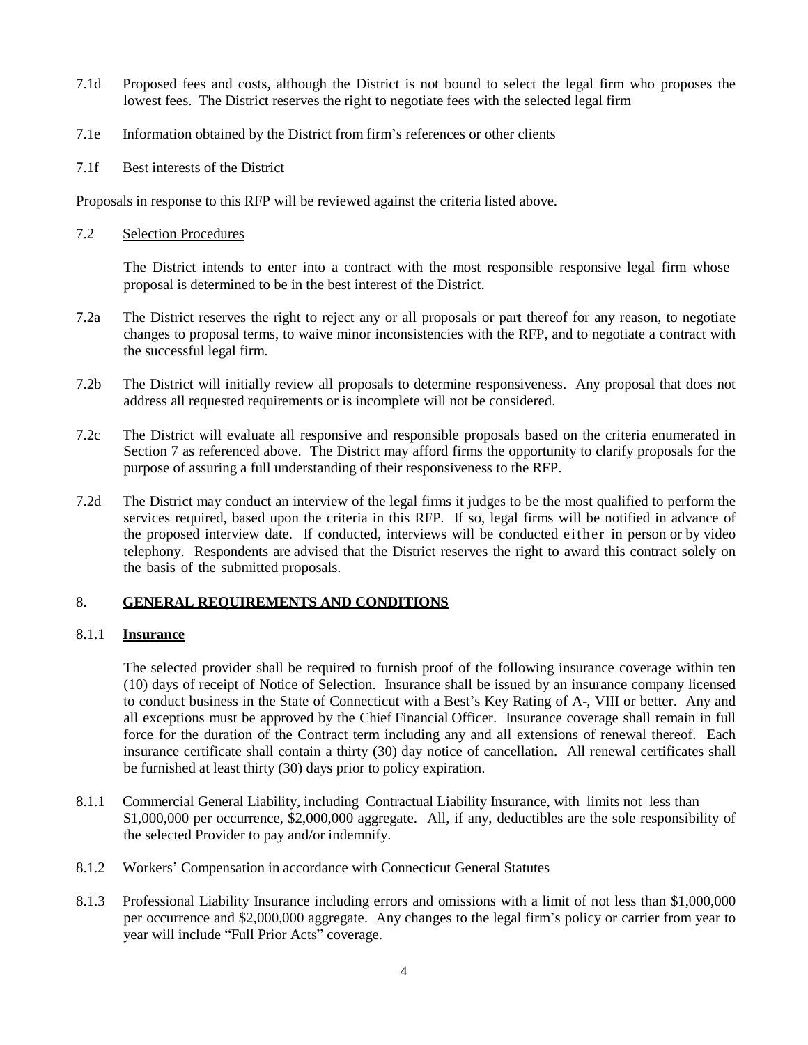7.1d Proposed fees and costs, although the District is not bound to select the legal firm who proposes the lowest fees. The District reserves the right to negotiate fees with the selected legal firm

7.1e Information obtained by the District from firm's references or other clients

7.1f Best interests of the District

Proposals in response to this RFP will be reviewed against the criteria listed above.

7.2 Selection Procedures

The District intends to enter into a contract with the most responsible responsive legal firm whose proposal is determined to be in the best interest of the District.

7.2a The District reserves the right to reject any or all proposals or part thereof for any reason, to negotiate changes to proposal terms, to waive minor inconsistencies with the RFP, and to negotiate a contract with the successful legal firm.

7.2b The District will initially review all proposals to determine responsiveness. Any proposal that does not address all requested requirements or is incomplete will not be considered.

7.2c The District will evaluate all responsive and responsible proposals based on the criteria enumerated in Section 7 as referenced above. The District may afford firms the opportunity to clarify proposals for the purpose of assuring a full understanding of their responsiveness to the RFP.

7.2d The District may conduct an interview of the legal firms it judges to be the most qualified to perform the services required, based upon the criteria in this RFP. If so, legal firms will be notified in advance of the proposed interview date. If conducted, interviews will be conducted either in person or by video telephony. Respondents are advised that the District reserves the right to award this contract solely on the basis of the submitted proposals.

## 8. GENERAL REQUIREMENTS AND CONDITIONS

### 8.1.1 Insurance

The selected provider shall be required to furnish proof of the following insurance coverage within ten (10) days of receipt of Notice of Selection. Insurance shall be issued by an insurance company licensed to conduct business in the State of Connecticut with a Best's Key Rating of A-, VIII or better. Any and all exceptions must be approved by the Chief Financial Officer. Insurance coverage shall remain in full force for the duration of the Contract term including any and all extensions of renewal thereof. Each insurance certificate shall contain a thirty (30) day notice of cancellation. All renewal certificates shall be furnished at least thirty (30) days prior to policy expiration.

8.1.1 Commercial General Liability, including Contractual Liability Insurance, with limits not less than $1,000,000 per occurrence, $2,000,000 aggregate. All, if any, deductibles are the sole responsibility of the selected Provider to pay and/or indemnify.

8.1.2 Workers' Compensation in accordance with Connecticut General Statutes

8.1.3 Professional Liability Insurance including errors and omissions with a limit of not less than $1,000,000 per occurrence and $2,000,000 aggregate. Any changes to the legal firm's policy or carrier from year to year will include "Full Prior Acts" coverage.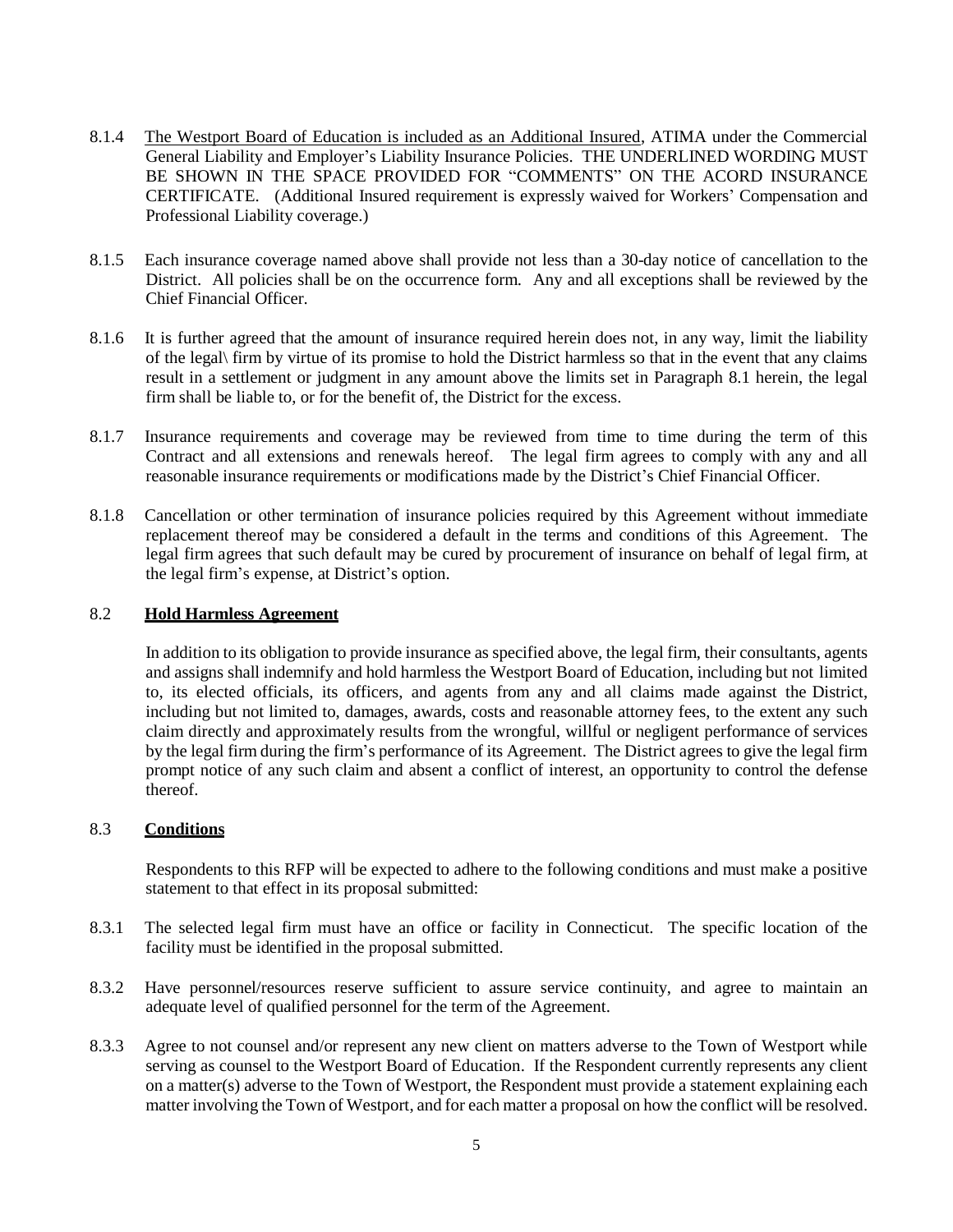8.1.4 <u>The Westport Board of Education is included as an Additional Insured</u>, ATIMA under the Commercial General Liability and Employer's Liability Insurance Policies. THE UNDERLINED WORDING MUST BE SHOWN IN THE SPACE PROVIDED FOR "COMMENTS" ON THE ACORD INSURANCE CERTIFICATE. (Additional Insured requirement is expressly waived for Workers' Compensation and Professional Liability coverage.)

8.1.5 Each insurance coverage named above shall provide not less than a 30-day notice of cancellation to the District. All policies shall be on the occurrence form. Any and all exceptions shall be reviewed by the Chief Financial Officer.

8.1.6 It is further agreed that the amount of insurance required herein does not, in any way, limit the liability of the legal\ firm by virtue of its promise to hold the District harmless so that in the event that any claims result in a settlement or judgment in any amount above the limits set in Paragraph 8.1 herein, the legal firm shall be liable to, or for the benefit of, the District for the excess.

8.1.7 Insurance requirements and coverage may be reviewed from time to time during the term of this Contract and all extensions and renewals hereof. The legal firm agrees to comply with any and all reasonable insurance requirements or modifications made by the District's Chief Financial Officer.

8.1.8 Cancellation or other termination of insurance policies required by this Agreement without immediate replacement thereof may be considered a default in the terms and conditions of this Agreement. The legal firm agrees that such default may be cured by procurement of insurance on behalf of legal firm, at the legal firm's expense, at District's option.

## 8.2 <u>**Hold Harmless Agreement**</u>

In addition to its obligation to provide insurance as specified above, the legal firm, their consultants, agents and assigns shall indemnify and hold harmless the Westport Board of Education, including but not limited to, its elected officials, its officers, and agents from any and all claims made against the District, including but not limited to, damages, awards, costs and reasonable attorney fees, to the extent any such claim directly and approximately results from the wrongful, willful or negligent performance of services by the legal firm during the firm's performance of its Agreement. The District agrees to give the legal firm prompt notice of any such claim and absent a conflict of interest, an opportunity to control the defense thereof.

## 8.3 <u>**Conditions**</u>

Respondents to this RFP will be expected to adhere to the following conditions and must make a positive statement to that effect in its proposal submitted:

8.3.1 The selected legal firm must have an office or facility in Connecticut. The specific location of the facility must be identified in the proposal submitted.

8.3.2 Have personnel/resources reserve sufficient to assure service continuity, and agree to maintain an adequate level of qualified personnel for the term of the Agreement.

8.3.3 Agree to not counsel and/or represent any new client on matters adverse to the Town of Westport while serving as counsel to the Westport Board of Education. If the Respondent currently represents any client on a matter(s) adverse to the Town of Westport, the Respondent must provide a statement explaining each matter involving the Town of Westport, and for each matter a proposal on how the conflict will be resolved.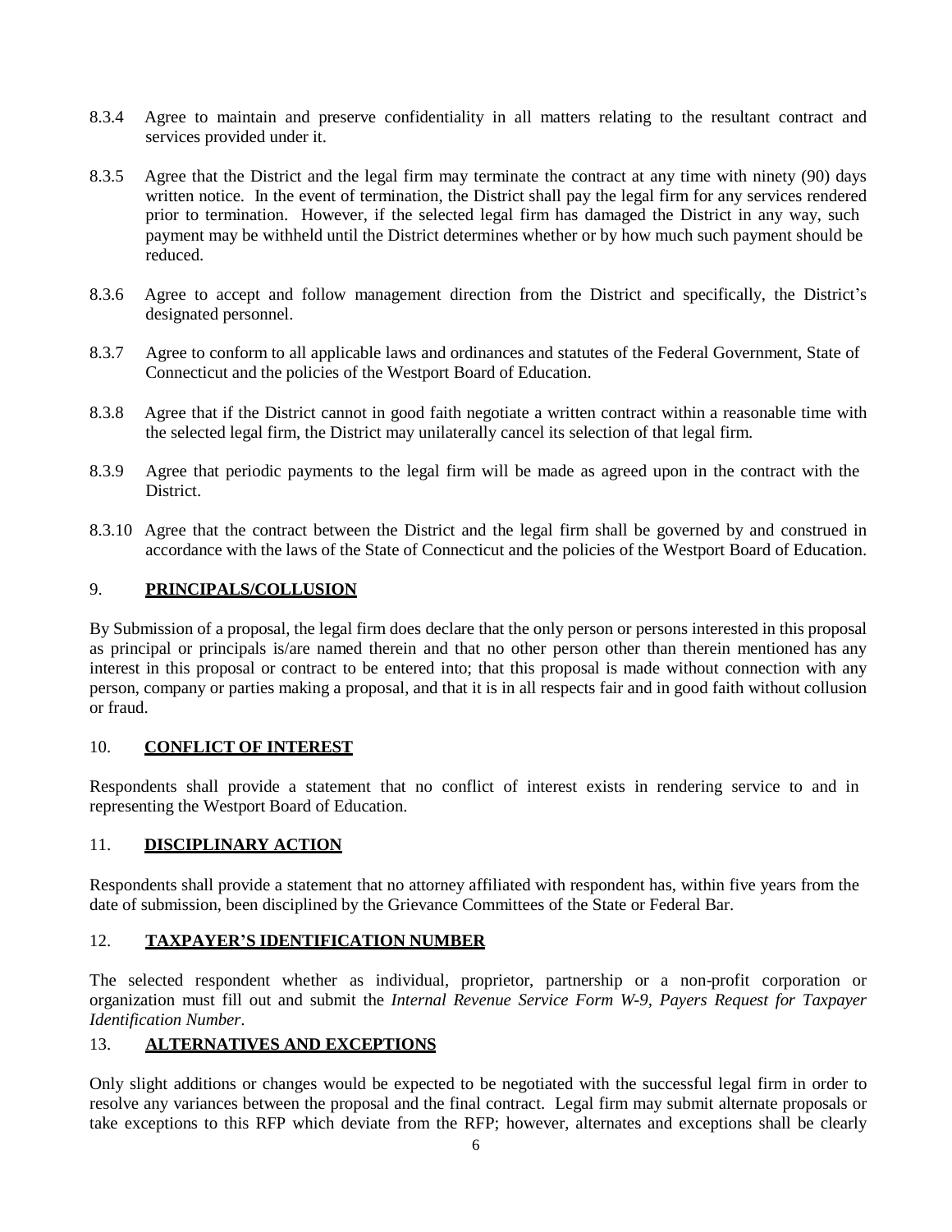8.3.4 Agree to maintain and preserve confidentiality in all matters relating to the resultant contract and services provided under it.

8.3.5 Agree that the District and the legal firm may terminate the contract at any time with ninety (90) days written notice. In the event of termination, the District shall pay the legal firm for any services rendered prior to termination. However, if the selected legal firm has damaged the District in any way, such payment may be withheld until the District determines whether or by how much such payment should be reduced.

8.3.6 Agree to accept and follow management direction from the District and specifically, the District's designated personnel.

8.3.7 Agree to conform to all applicable laws and ordinances and statutes of the Federal Government, State of Connecticut and the policies of the Westport Board of Education.

8.3.8 Agree that if the District cannot in good faith negotiate a written contract within a reasonable time with the selected legal firm, the District may unilaterally cancel its selection of that legal firm.

8.3.9 Agree that periodic payments to the legal firm will be made as agreed upon in the contract with the District.

8.3.10 Agree that the contract between the District and the legal firm shall be governed by and construed in accordance with the laws of the State of Connecticut and the policies of the Westport Board of Education.

## 9. **PRINCIPALS/COLLUSION**

By Submission of a proposal, the legal firm does declare that the only person or persons interested in this proposal as principal or principals is/are named therein and that no other person other than therein mentioned has any interest in this proposal or contract to be entered into; that this proposal is made without connection with any person, company or parties making a proposal, and that it is in all respects fair and in good faith without collusion or fraud.

## 10. **CONFLICT OF INTEREST**

Respondents shall provide a statement that no conflict of interest exists in rendering service to and in representing the Westport Board of Education.

## 11. **DISCIPLINARY ACTION**

Respondents shall provide a statement that no attorney affiliated with respondent has, within five years from the date of submission, been disciplined by the Grievance Committees of the State or Federal Bar.

## 12. **TAXPAYER'S IDENTIFICATION NUMBER**

The selected respondent whether as individual, proprietor, partnership or a non-profit corporation or organization must fill out and submit the *Internal Revenue Service Form W-9, Payers Request for Taxpayer Identification Number*.

## 13. **ALTERNATIVES AND EXCEPTIONS**

Only slight additions or changes would be expected to be negotiated with the successful legal firm in order to resolve any variances between the proposal and the final contract. Legal firm may submit alternate proposals or take exceptions to this RFP which deviate from the RFP; however, alternates and exceptions shall be clearly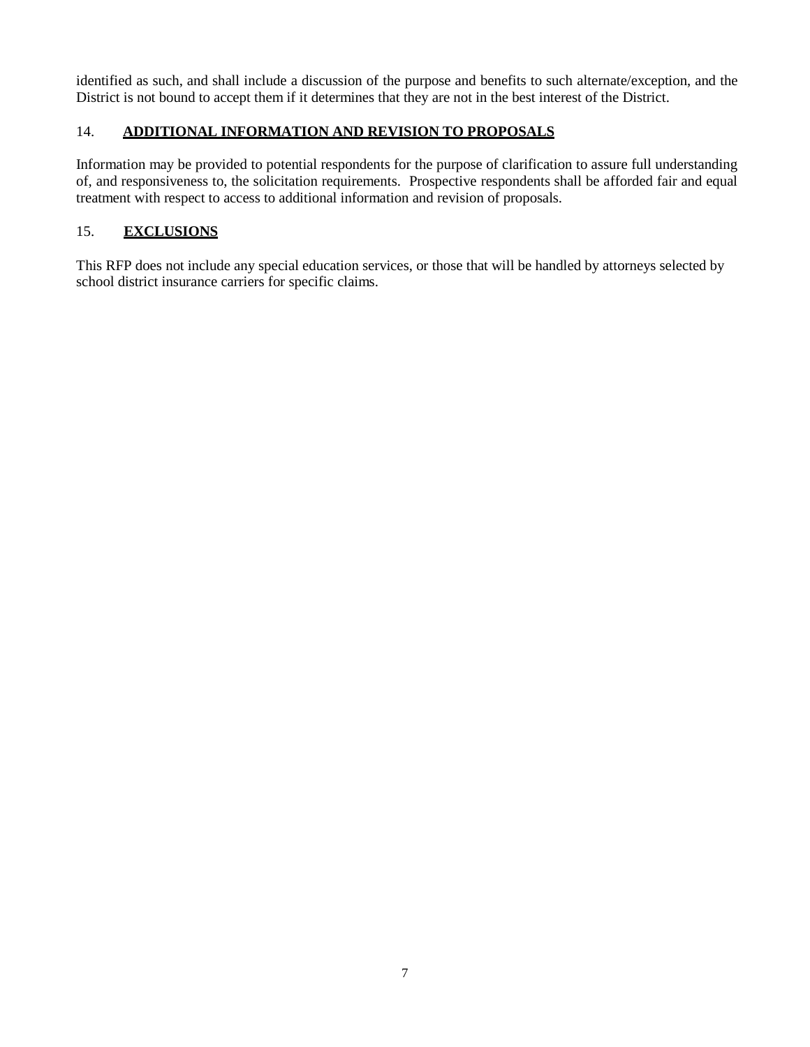identified as such, and shall include a discussion of the purpose and benefits to such alternate/exception, and the District is not bound to accept them if it determines that they are not in the best interest of the District.

## 14. **ADDITIONAL INFORMATION AND REVISION TO PROPOSALS**

Information may be provided to potential respondents for the purpose of clarification to assure full understanding of, and responsiveness to, the solicitation requirements. Prospective respondents shall be afforded fair and equal treatment with respect to access to additional information and revision of proposals.

## 15. **EXCLUSIONS**

This RFP does not include any special education services, or those that will be handled by attorneys selected by school district insurance carriers for specific claims.